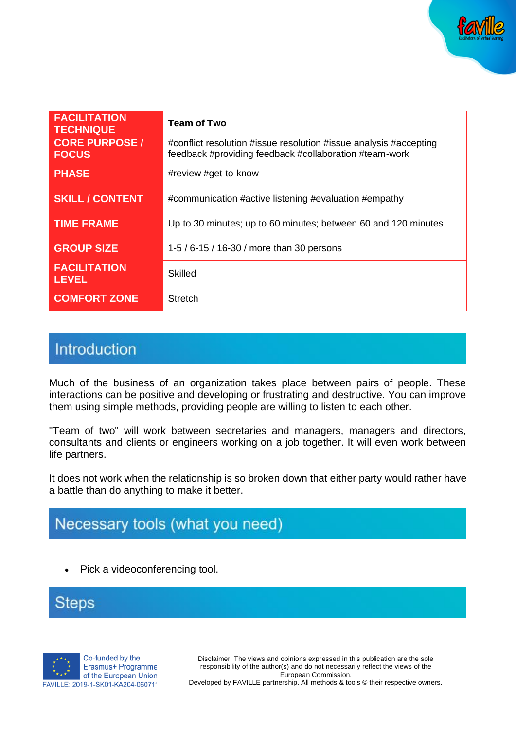| | |
|---|---|
| **FACILITATION TECHNIQUE** | **Team of Two** |
| **CORE PURPOSE / FOCUS** | #conflict resolution #issue resolution #issue analysis #accepting feedback #providing feedback #collaboration #team-work |
| **PHASE** | #review #get-to-know |
| **SKILL / CONTENT** | #communication #active listening #evaluation #empathy |
| **TIME FRAME** | Up to 30 minutes; up to 60 minutes; between 60 and 120 minutes |
| **GROUP SIZE** | 1-5 / 6-15 / 16-30 / more than 30 persons |
| **FACILITATION LEVEL** | Skilled |
| **COMFORT ZONE** | Stretch |

## Introduction

Much of the business of an organization takes place between pairs of people. These interactions can be positive and developing or frustrating and destructive. You can improve them using simple methods, providing people are willing to listen to each other.

"Team of two" will work between secretaries and managers, managers and directors, consultants and clients or engineers working on a job together. It will even work between life partners.

It does not work when the relationship is so broken down that either party would rather have a battle than do anything to make it better.

## Necessary tools (what you need)

- Pick a videoconferencing tool.

## Steps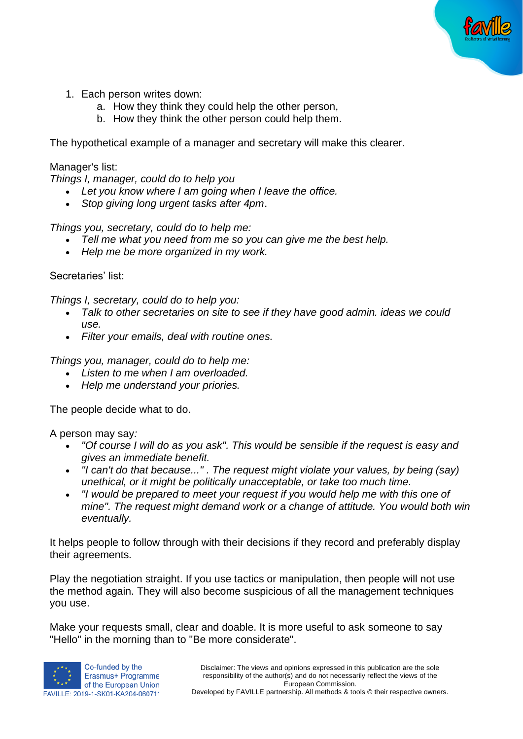1. Each person writes down:
    a. How they think they could help the other person,
    b. How they think the other person could help them.

The hypothetical example of a manager and secretary will make this clearer.

Manager's list:
*Things I, manager, could do to help you*

- *Let you know where I am going when I leave the office.*
- *Stop giving long urgent tasks after 4pm*.

*Things you, secretary, could do to help me:*

- *Tell me what you need from me so you can give me the best help.*
- *Help me be more organized in my work.*

Secretaries' list:

*Things I, secretary, could do to help you:*

- *Talk to other secretaries on site to see if they have good admin. ideas we could use.*
- *Filter your emails, deal with routine ones.*

*Things you, manager, could do to help me:*

- *Listen to me when I am overloaded.*
- *Help me understand your priories.*

The people decide what to do.

A person may say*:*

- *"Of course I will do as you ask". This would be sensible if the request is easy and gives an immediate benefit.*
- *"I can't do that because..." . The request might violate your values, by being (say) unethical, or it might be politically unacceptable, or take too much time.*
- *"I would be prepared to meet your request if you would help me with this one of mine". The request might demand work or a change of attitude. You would both win eventually.*

It helps people to follow through with their decisions if they record and preferably display their agreements.

Play the negotiation straight. If you use tactics or manipulation, then people will not use the method again. They will also become suspicious of all the management techniques you use.

Make your requests small, clear and doable. It is more useful to ask someone to say "Hello" in the morning than to "Be more considerate".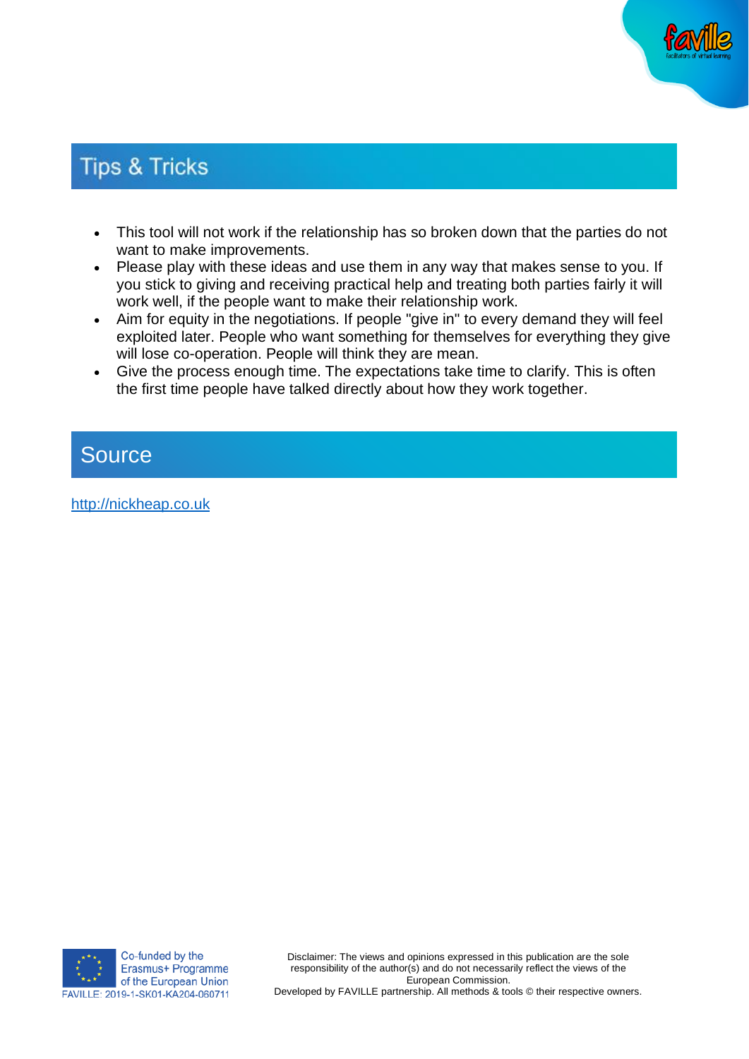## Tips & Tricks

- This tool will not work if the relationship has so broken down that the parties do not want to make improvements.
- Please play with these ideas and use them in any way that makes sense to you. If you stick to giving and receiving practical help and treating both parties fairly it will work well, if the people want to make their relationship work.
- Aim for equity in the negotiations. If people "give in" to every demand they will feel exploited later. People who want something for themselves for everything they give will lose co-operation. People will think they are mean.
- Give the process enough time. The expectations take time to clarify. This is often the first time people have talked directly about how they work together.

## Source

http://nickheap.co.uk